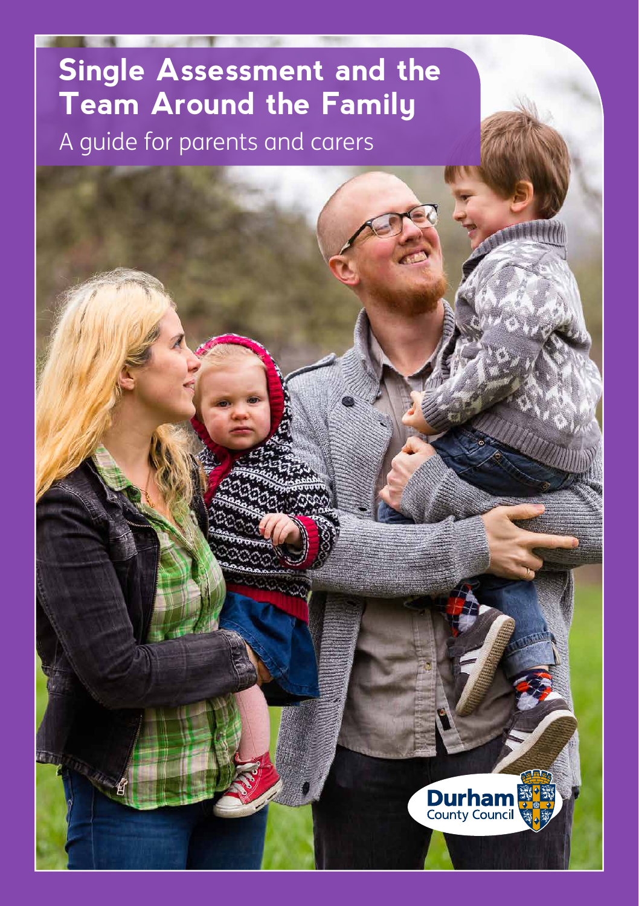# Single Assessment and the Team Around the Family

A guide for parents and carers

Durham County Council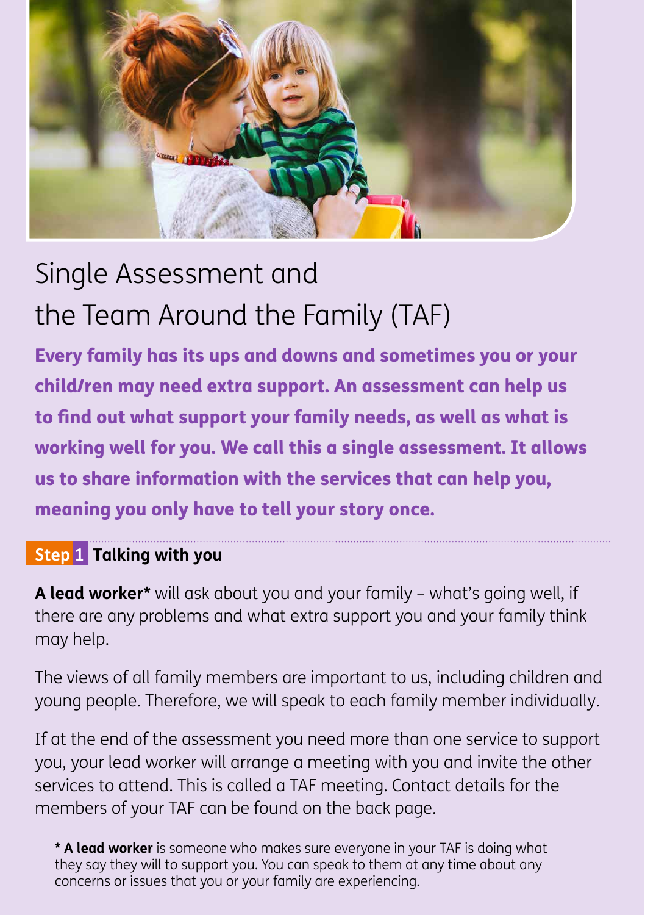# Single Assessment and the Team Around the Family (TAF)

**Every family has its ups and downs and sometimes you or your child/ren may need extra support. An assessment can help us to find out what support your family needs, as well as what is working well for you. We call this a single assessment. It allows us to share information with the services that can help you, meaning you only have to tell your story once.**

## Step 1 Talking with you

**A lead worker*** will ask about you and your family – what's going well, if there are any problems and what extra support you and your family think may help.

The views of all family members are important to us, including children and young people. Therefore, we will speak to each family member individually.

If at the end of the assessment you need more than one service to support you, your lead worker will arrange a meeting with you and invite the other services to attend. This is called a TAF meeting. Contact details for the members of your TAF can be found on the back page.

**\* A lead worker** is someone who makes sure everyone in your TAF is doing what they say they will to support you. You can speak to them at any time about any concerns or issues that you or your family are experiencing.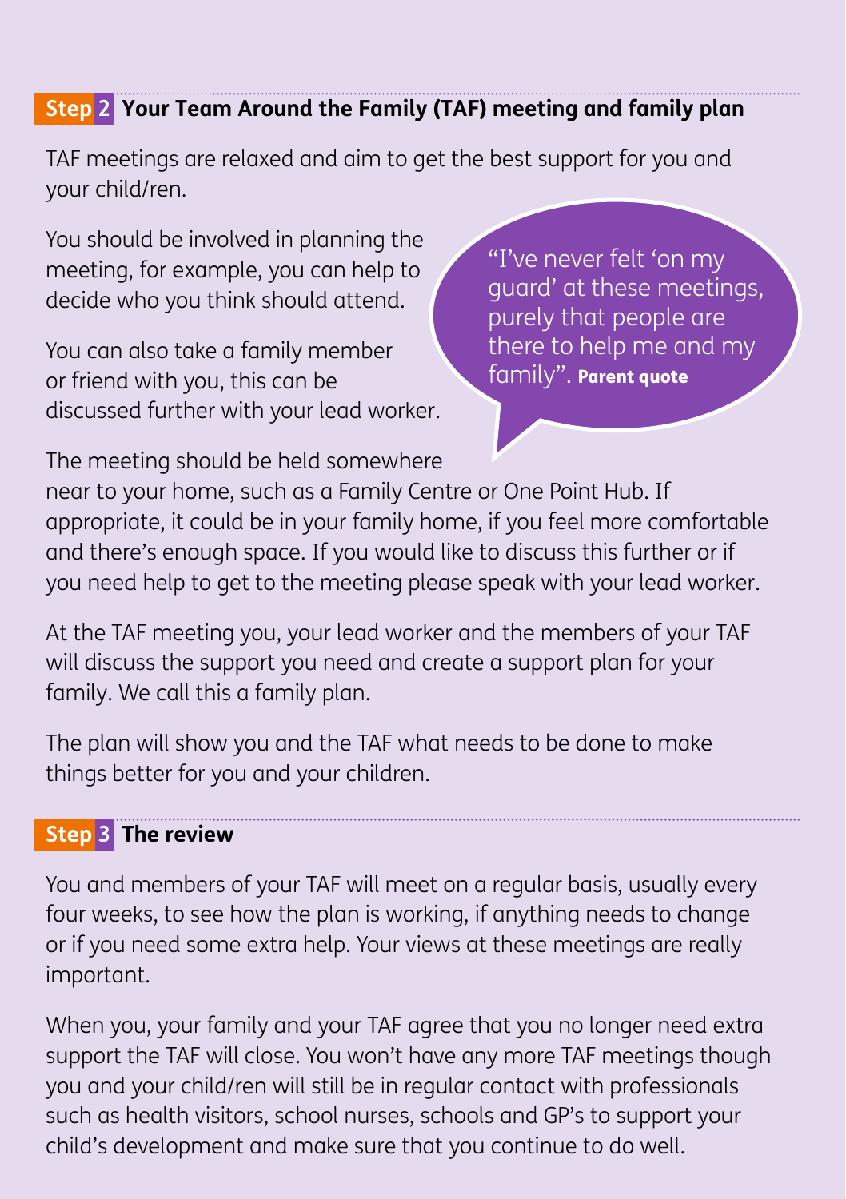## Step 2 Your Team Around the Family (TAF) meeting and family plan

TAF meetings are relaxed and aim to get the best support for you and your child/ren.

You should be involved in planning the meeting, for example, you can help to decide who you think should attend.

You can also take a family member or friend with you, this can be discussed further with your lead worker.

> "I've never felt 'on my guard' at these meetings, purely that people are there to help me and my family". **Parent quote**

The meeting should be held somewhere near to your home, such as a Family Centre or One Point Hub. If appropriate, it could be in your family home, if you feel more comfortable and there's enough space. If you would like to discuss this further or if you need help to get to the meeting please speak with your lead worker.

At the TAF meeting you, your lead worker and the members of your TAF will discuss the support you need and create a support plan for your family. We call this a family plan.

The plan will show you and the TAF what needs to be done to make things better for you and your children.

## Step 3 The review

You and members of your TAF will meet on a regular basis, usually every four weeks, to see how the plan is working, if anything needs to change or if you need some extra help. Your views at these meetings are really important.

When you, your family and your TAF agree that you no longer need extra support the TAF will close. You won't have any more TAF meetings though you and your child/ren will still be in regular contact with professionals such as health visitors, school nurses, schools and GP's to support your child's development and make sure that you continue to do well.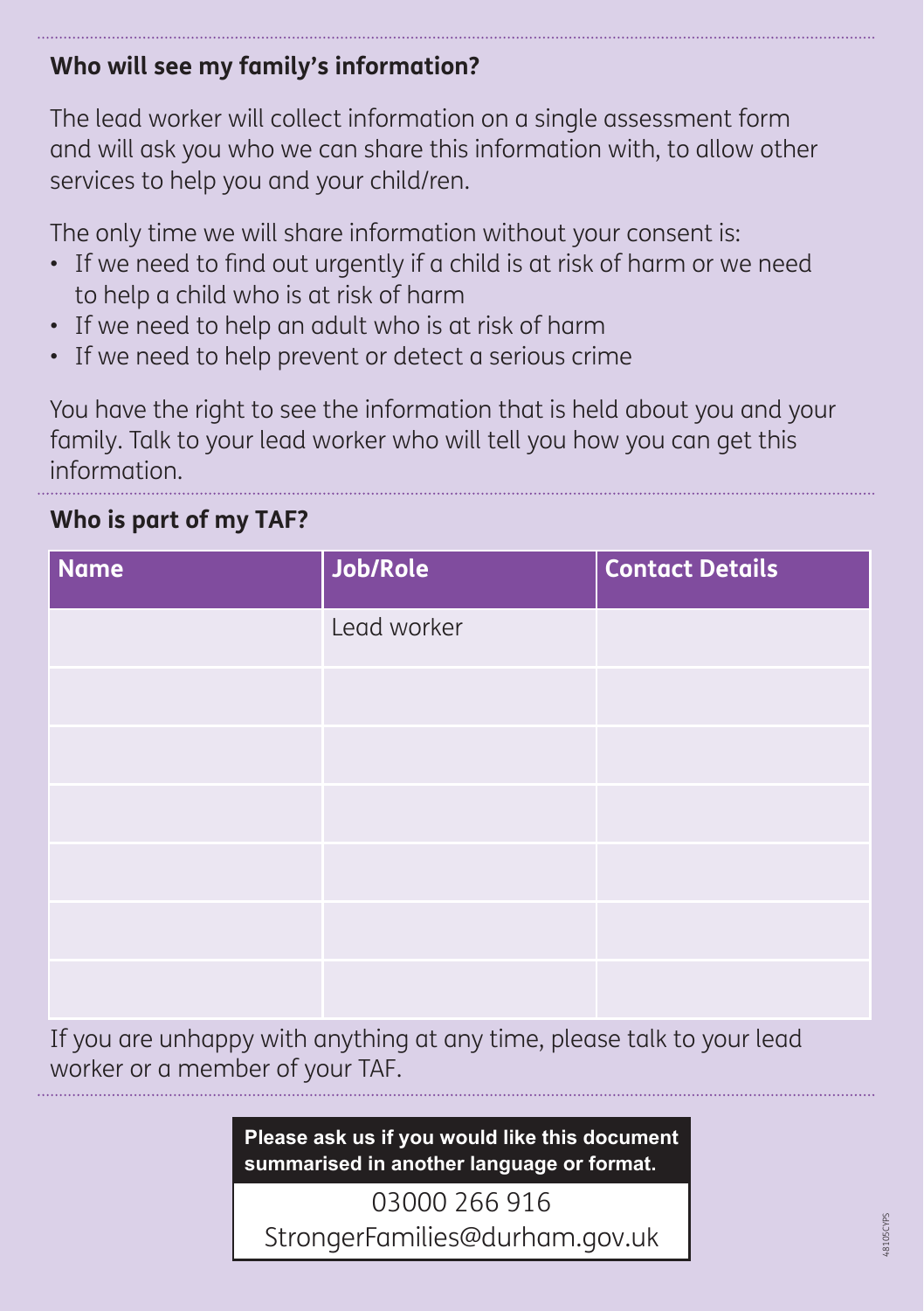### Who will see my family's information?

The lead worker will collect information on a single assessment form and will ask you who we can share this information with, to allow other services to help you and your child/ren.

The only time we will share information without your consent is:

- If we need to find out urgently if a child is at risk of harm or we need to help a child who is at risk of harm
- If we need to help an adult who is at risk of harm
- If we need to help prevent or detect a serious crime

You have the right to see the information that is held about you and your family. Talk to your lead worker who will tell you how you can get this information.

### Who is part of my TAF?

| Name | Job/Role | Contact Details |
| --- | --- | --- |
| | Lead worker | |
| | | |
| | | |
| | | |
| | | |
| | | |
| | | |

If you are unhappy with anything at any time, please talk to your lead worker or a member of your TAF.

**Please ask us if you would like this document summarised in another language or format.**

03000 266 916
StrongerFamilies@durham.gov.uk

48105CYPS